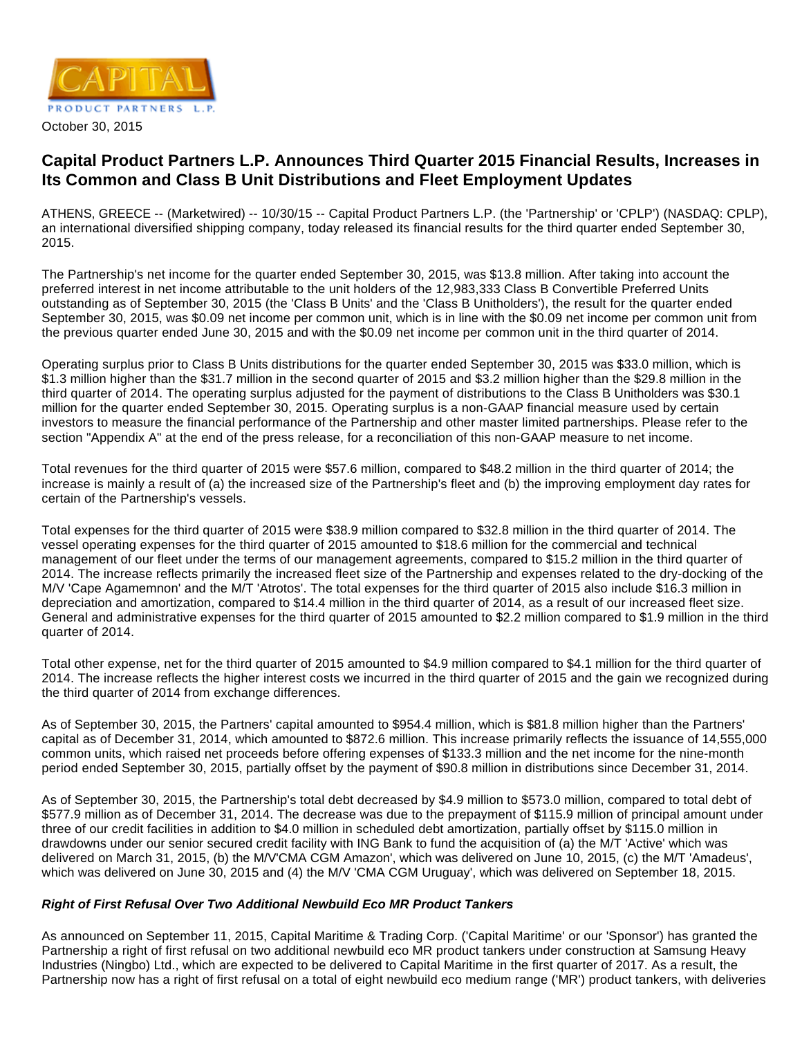CAPITAL PRODUCT PARTNERS L.P.

October 30, 2015

# Capital Product Partners L.P. Announces Third Quarter 2015 Financial Results, Increases in Its Common and Class B Unit Distributions and Fleet Employment Updates

ATHENS, GREECE -- (Marketwired) -- 10/30/15 -- Capital Product Partners L.P. (the 'Partnership' or 'CPLP') (NASDAQ: CPLP), an international diversified shipping company, today released its financial results for the third quarter ended September 30, 2015.

The Partnership's net income for the quarter ended September 30, 2015, was $13.8 million. After taking into account the preferred interest in net income attributable to the unit holders of the 12,983,333 Class B Convertible Preferred Units outstanding as of September 30, 2015 (the 'Class B Units' and the 'Class B Unitholders'), the result for the quarter ended September 30, 2015, was $0.09 net income per common unit, which is in line with the $0.09 net income per common unit from the previous quarter ended June 30, 2015 and with the $0.09 net income per common unit in the third quarter of 2014.

Operating surplus prior to Class B Units distributions for the quarter ended September 30, 2015 was $33.0 million, which is $1.3 million higher than the $31.7 million in the second quarter of 2015 and $3.2 million higher than the $29.8 million in the third quarter of 2014. The operating surplus adjusted for the payment of distributions to the Class B Unitholders was $30.1 million for the quarter ended September 30, 2015. Operating surplus is a non-GAAP financial measure used by certain investors to measure the financial performance of the Partnership and other master limited partnerships. Please refer to the section "Appendix A" at the end of the press release, for a reconciliation of this non-GAAP measure to net income.

Total revenues for the third quarter of 2015 were $57.6 million, compared to $48.2 million in the third quarter of 2014; the increase is mainly a result of (a) the increased size of the Partnership's fleet and (b) the improving employment day rates for certain of the Partnership's vessels.

Total expenses for the third quarter of 2015 were $38.9 million compared to $32.8 million in the third quarter of 2014. The vessel operating expenses for the third quarter of 2015 amounted to $18.6 million for the commercial and technical management of our fleet under the terms of our management agreements, compared to $15.2 million in the third quarter of 2014. The increase reflects primarily the increased fleet size of the Partnership and expenses related to the dry-docking of the M/V 'Cape Agamemnon' and the M/T 'Atrotos'. The total expenses for the third quarter of 2015 also include $16.3 million in depreciation and amortization, compared to $14.4 million in the third quarter of 2014, as a result of our increased fleet size. General and administrative expenses for the third quarter of 2015 amounted to $2.2 million compared to $1.9 million in the third quarter of 2014.

Total other expense, net for the third quarter of 2015 amounted to $4.9 million compared to $4.1 million for the third quarter of 2014. The increase reflects the higher interest costs we incurred in the third quarter of 2015 and the gain we recognized during the third quarter of 2014 from exchange differences.

As of September 30, 2015, the Partners' capital amounted to $954.4 million, which is $81.8 million higher than the Partners' capital as of December 31, 2014, which amounted to $872.6 million. This increase primarily reflects the issuance of 14,555,000 common units, which raised net proceeds before offering expenses of $133.3 million and the net income for the nine-month period ended September 30, 2015, partially offset by the payment of $90.8 million in distributions since December 31, 2014.

As of September 30, 2015, the Partnership's total debt decreased by $4.9 million to $573.0 million, compared to total debt of $577.9 million as of December 31, 2014. The decrease was due to the prepayment of $115.9 million of principal amount under three of our credit facilities in addition to $4.0 million in scheduled debt amortization, partially offset by $115.0 million in drawdowns under our senior secured credit facility with ING Bank to fund the acquisition of (a) the M/T 'Active' which was delivered on March 31, 2015, (b) the M/V'CMA CGM Amazon', which was delivered on June 10, 2015, (c) the M/T 'Amadeus', which was delivered on June 30, 2015 and (4) the M/V 'CMA CGM Uruguay', which was delivered on September 18, 2015.

***Right of First Refusal Over Two Additional Newbuild Eco MR Product Tankers***

As announced on September 11, 2015, Capital Maritime & Trading Corp. ('Capital Maritime' or our 'Sponsor') has granted the Partnership a right of first refusal on two additional newbuild eco MR product tankers under construction at Samsung Heavy Industries (Ningbo) Ltd., which are expected to be delivered to Capital Maritime in the first quarter of 2017. As a result, the Partnership now has a right of first refusal on a total of eight newbuild eco medium range ('MR') product tankers, with deliveries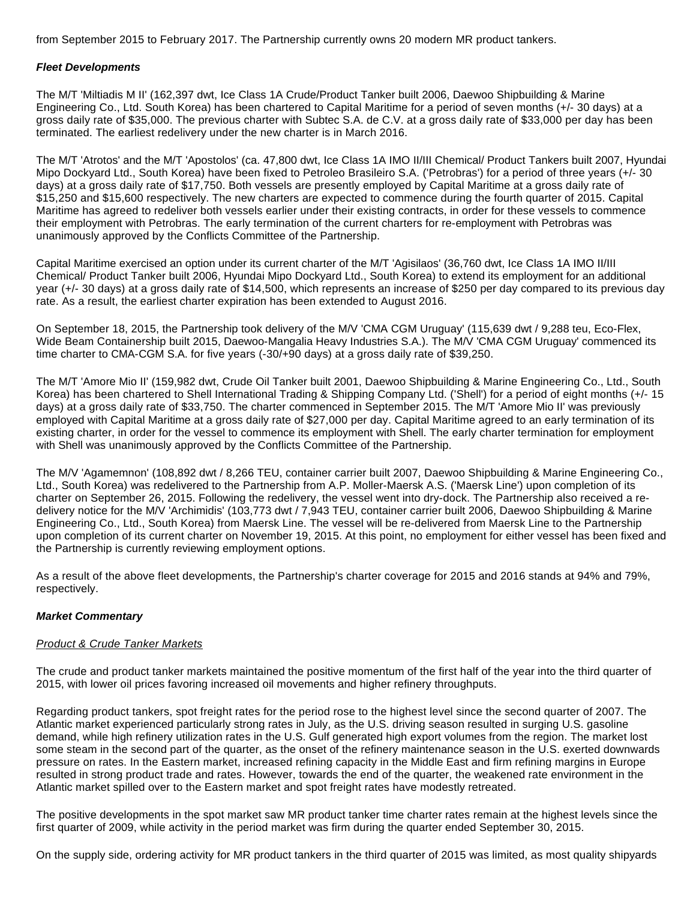from September 2015 to February 2017. The Partnership currently owns 20 modern MR product tankers.

***Fleet Developments***

The M/T 'Miltiadis M II' (162,397 dwt, Ice Class 1A Crude/Product Tanker built 2006, Daewoo Shipbuilding & Marine Engineering Co., Ltd. South Korea) has been chartered to Capital Maritime for a period of seven months (+/- 30 days) at a gross daily rate of $35,000. The previous charter with Subtec S.A. de C.V. at a gross daily rate of $33,000 per day has been terminated. The earliest redelivery under the new charter is in March 2016.

The M/T 'Atrotos' and the M/T 'Apostolos' (ca. 47,800 dwt, Ice Class 1A IMO II/III Chemical/ Product Tankers built 2007, Hyundai Mipo Dockyard Ltd., South Korea) have been fixed to Petroleo Brasileiro S.A. ('Petrobras') for a period of three years (+/- 30 days) at a gross daily rate of $17,750. Both vessels are presently employed by Capital Maritime at a gross daily rate of $15,250 and $15,600 respectively. The new charters are expected to commence during the fourth quarter of 2015. Capital Maritime has agreed to redeliver both vessels earlier under their existing contracts, in order for these vessels to commence their employment with Petrobras. The early termination of the current charters for re-employment with Petrobras was unanimously approved by the Conflicts Committee of the Partnership.

Capital Maritime exercised an option under its current charter of the M/T 'Agisilaos' (36,760 dwt, Ice Class 1A IMO II/III Chemical/ Product Tanker built 2006, Hyundai Mipo Dockyard Ltd., South Korea) to extend its employment for an additional year (+/- 30 days) at a gross daily rate of $14,500, which represents an increase of $250 per day compared to its previous day rate. As a result, the earliest charter expiration has been extended to August 2016.

On September 18, 2015, the Partnership took delivery of the M/V 'CMA CGM Uruguay' (115,639 dwt / 9,288 teu, Eco-Flex, Wide Beam Containership built 2015, Daewoo-Mangalia Heavy Industries S.A.). The M/V 'CMA CGM Uruguay' commenced its time charter to CMA-CGM S.A. for five years (-30/+90 days) at a gross daily rate of $39,250.

The M/T 'Amore Mio II' (159,982 dwt, Crude Oil Tanker built 2001, Daewoo Shipbuilding & Marine Engineering Co., Ltd., South Korea) has been chartered to Shell International Trading & Shipping Company Ltd. ('Shell') for a period of eight months (+/- 15 days) at a gross daily rate of $33,750. The charter commenced in September 2015. The M/T 'Amore Mio II' was previously employed with Capital Maritime at a gross daily rate of $27,000 per day. Capital Maritime agreed to an early termination of its existing charter, in order for the vessel to commence its employment with Shell. The early charter termination for employment with Shell was unanimously approved by the Conflicts Committee of the Partnership.

The M/V 'Agamemnon' (108,892 dwt / 8,266 TEU, container carrier built 2007, Daewoo Shipbuilding & Marine Engineering Co., Ltd., South Korea) was redelivered to the Partnership from A.P. Moller-Maersk A.S. ('Maersk Line') upon completion of its charter on September 26, 2015. Following the redelivery, the vessel went into dry-dock. The Partnership also received a re-delivery notice for the M/V 'Archimidis' (103,773 dwt / 7,943 TEU, container carrier built 2006, Daewoo Shipbuilding & Marine Engineering Co., Ltd., South Korea) from Maersk Line. The vessel will be re-delivered from Maersk Line to the Partnership upon completion of its current charter on November 19, 2015. At this point, no employment for either vessel has been fixed and the Partnership is currently reviewing employment options.

As a result of the above fleet developments, the Partnership's charter coverage for 2015 and 2016 stands at 94% and 79%, respectively.

***Market Commentary***

*Product & Crude Tanker Markets*

The crude and product tanker markets maintained the positive momentum of the first half of the year into the third quarter of 2015, with lower oil prices favoring increased oil movements and higher refinery throughputs.

Regarding product tankers, spot freight rates for the period rose to the highest level since the second quarter of 2007. The Atlantic market experienced particularly strong rates in July, as the U.S. driving season resulted in surging U.S. gasoline demand, while high refinery utilization rates in the U.S. Gulf generated high export volumes from the region. The market lost some steam in the second part of the quarter, as the onset of the refinery maintenance season in the U.S. exerted downwards pressure on rates. In the Eastern market, increased refining capacity in the Middle East and firm refining margins in Europe resulted in strong product trade and rates. However, towards the end of the quarter, the weakened rate environment in the Atlantic market spilled over to the Eastern market and spot freight rates have modestly retreated.

The positive developments in the spot market saw MR product tanker time charter rates remain at the highest levels since the first quarter of 2009, while activity in the period market was firm during the quarter ended September 30, 2015.

On the supply side, ordering activity for MR product tankers in the third quarter of 2015 was limited, as most quality shipyards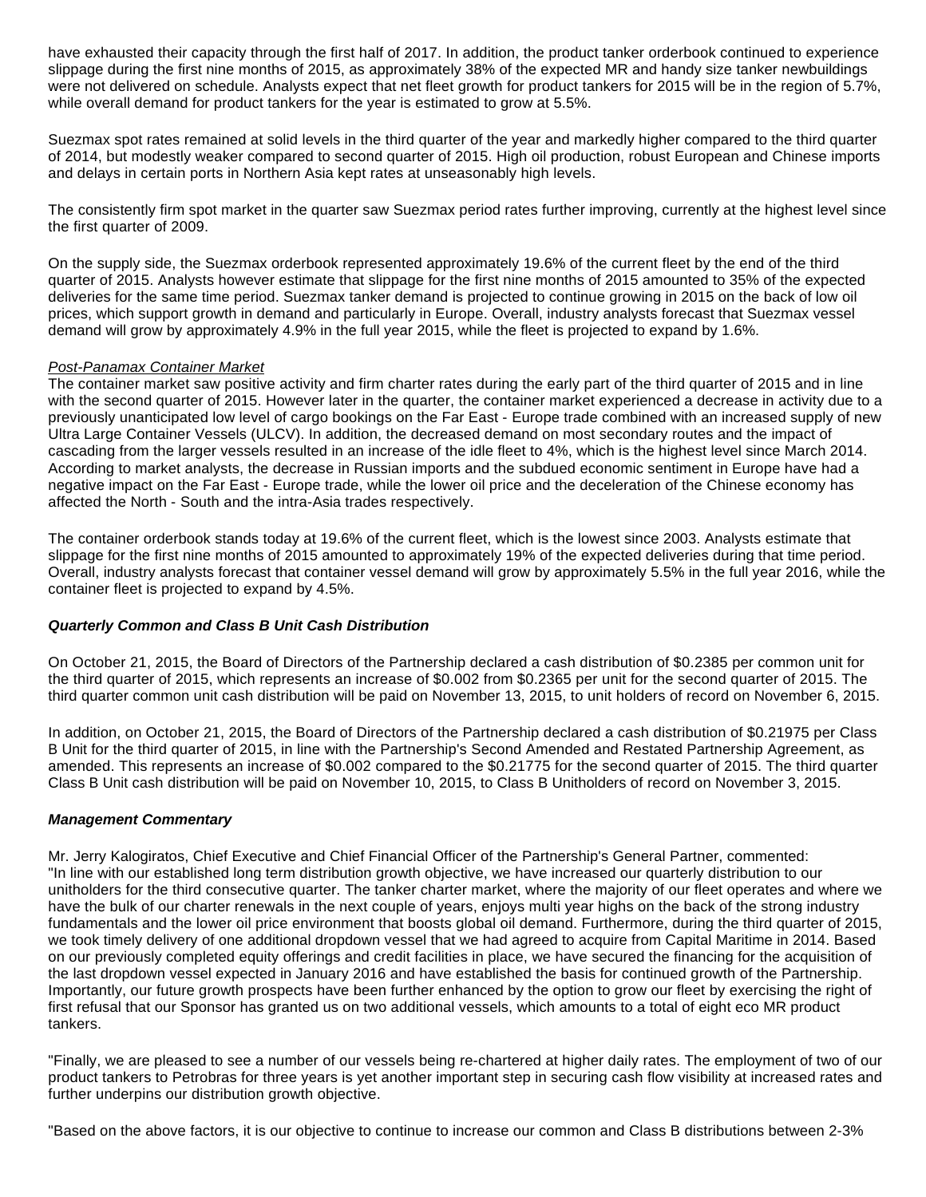have exhausted their capacity through the first half of 2017. In addition, the product tanker orderbook continued to experience slippage during the first nine months of 2015, as approximately 38% of the expected MR and handy size tanker newbuildings were not delivered on schedule. Analysts expect that net fleet growth for product tankers for 2015 will be in the region of 5.7%, while overall demand for product tankers for the year is estimated to grow at 5.5%.

Suezmax spot rates remained at solid levels in the third quarter of the year and markedly higher compared to the third quarter of 2014, but modestly weaker compared to second quarter of 2015. High oil production, robust European and Chinese imports and delays in certain ports in Northern Asia kept rates at unseasonably high levels.

The consistently firm spot market in the quarter saw Suezmax period rates further improving, currently at the highest level since the first quarter of 2009.

On the supply side, the Suezmax orderbook represented approximately 19.6% of the current fleet by the end of the third quarter of 2015. Analysts however estimate that slippage for the first nine months of 2015 amounted to 35% of the expected deliveries for the same time period. Suezmax tanker demand is projected to continue growing in 2015 on the back of low oil prices, which support growth in demand and particularly in Europe. Overall, industry analysts forecast that Suezmax vessel demand will grow by approximately 4.9% in the full year 2015, while the fleet is projected to expand by 1.6%.

_Post-Panamax Container Market_

The container market saw positive activity and firm charter rates during the early part of the third quarter of 2015 and in line with the second quarter of 2015. However later in the quarter, the container market experienced a decrease in activity due to a previously unanticipated low level of cargo bookings on the Far East - Europe trade combined with an increased supply of new Ultra Large Container Vessels (ULCV). In addition, the decreased demand on most secondary routes and the impact of cascading from the larger vessels resulted in an increase of the idle fleet to 4%, which is the highest level since March 2014. According to market analysts, the decrease in Russian imports and the subdued economic sentiment in Europe have had a negative impact on the Far East - Europe trade, while the lower oil price and the deceleration of the Chinese economy has affected the North - South and the intra-Asia trades respectively.

The container orderbook stands today at 19.6% of the current fleet, which is the lowest since 2003. Analysts estimate that slippage for the first nine months of 2015 amounted to approximately 19% of the expected deliveries during that time period. Overall, industry analysts forecast that container vessel demand will grow by approximately 5.5% in the full year 2016, while the container fleet is projected to expand by 4.5%.

***Quarterly Common and Class B Unit Cash Distribution***

On October 21, 2015, the Board of Directors of the Partnership declared a cash distribution of $0.2385 per common unit for the third quarter of 2015, which represents an increase of $0.002 from $0.2365 per unit for the second quarter of 2015. The third quarter common unit cash distribution will be paid on November 13, 2015, to unit holders of record on November 6, 2015.

In addition, on October 21, 2015, the Board of Directors of the Partnership declared a cash distribution of $0.21975 per Class B Unit for the third quarter of 2015, in line with the Partnership's Second Amended and Restated Partnership Agreement, as amended. This represents an increase of $0.002 compared to the $0.21775 for the second quarter of 2015. The third quarter Class B Unit cash distribution will be paid on November 10, 2015, to Class B Unitholders of record on November 3, 2015.

***Management Commentary***

Mr. Jerry Kalogiratos, Chief Executive and Chief Financial Officer of the Partnership's General Partner, commented: "In line with our established long term distribution growth objective, we have increased our quarterly distribution to our unitholders for the third consecutive quarter. The tanker charter market, where the majority of our fleet operates and where we have the bulk of our charter renewals in the next couple of years, enjoys multi year highs on the back of the strong industry fundamentals and the lower oil price environment that boosts global oil demand. Furthermore, during the third quarter of 2015, we took timely delivery of one additional dropdown vessel that we had agreed to acquire from Capital Maritime in 2014. Based on our previously completed equity offerings and credit facilities in place, we have secured the financing for the acquisition of the last dropdown vessel expected in January 2016 and have established the basis for continued growth of the Partnership. Importantly, our future growth prospects have been further enhanced by the option to grow our fleet by exercising the right of first refusal that our Sponsor has granted us on two additional vessels, which amounts to a total of eight eco MR product tankers.

"Finally, we are pleased to see a number of our vessels being re-chartered at higher daily rates. The employment of two of our product tankers to Petrobras for three years is yet another important step in securing cash flow visibility at increased rates and further underpins our distribution growth objective.

"Based on the above factors, it is our objective to continue to increase our common and Class B distributions between 2-3%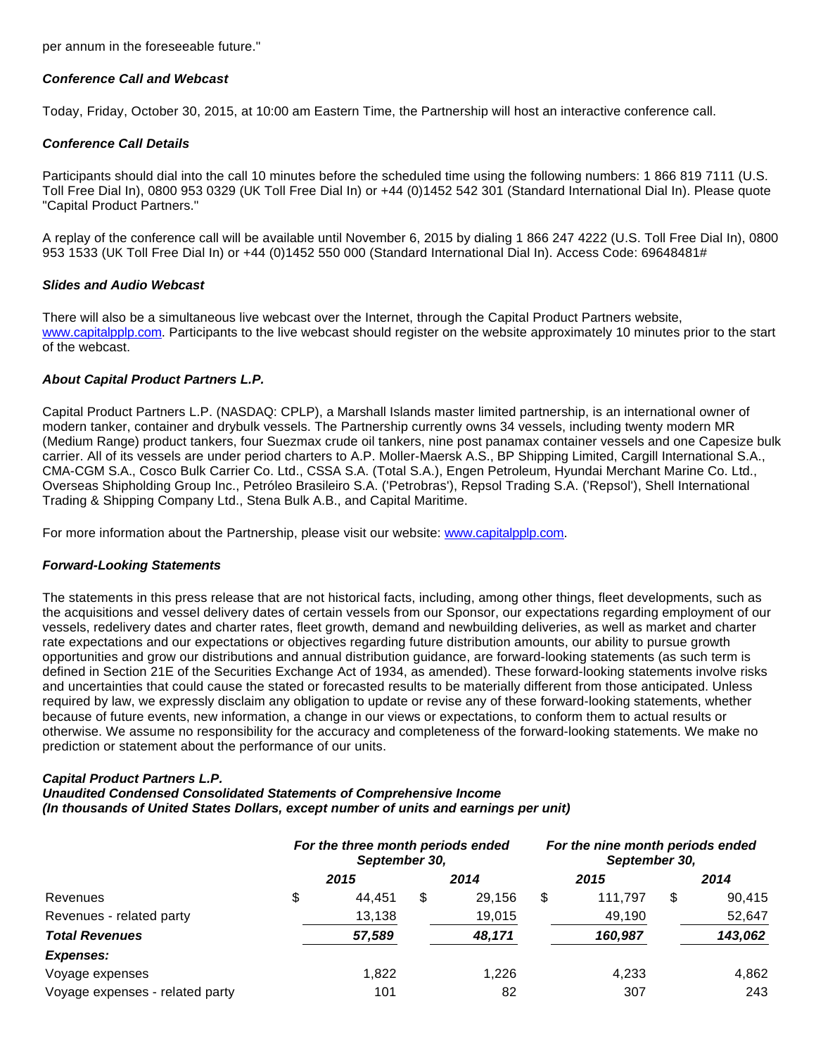per annum in the foreseeable future."

***Conference Call and Webcast***

Today, Friday, October 30, 2015, at 10:00 am Eastern Time, the Partnership will host an interactive conference call.

***Conference Call Details***

Participants should dial into the call 10 minutes before the scheduled time using the following numbers: 1 866 819 7111 (U.S. Toll Free Dial In), 0800 953 0329 (UK Toll Free Dial In) or +44 (0)1452 542 301 (Standard International Dial In). Please quote "Capital Product Partners."

A replay of the conference call will be available until November 6, 2015 by dialing 1 866 247 4222 (U.S. Toll Free Dial In), 0800 953 1533 (UK Toll Free Dial In) or +44 (0)1452 550 000 (Standard International Dial In). Access Code: 69648481#

***Slides and Audio Webcast***

There will also be a simultaneous live webcast over the Internet, through the Capital Product Partners website, www.capitalpplp.com. Participants to the live webcast should register on the website approximately 10 minutes prior to the start of the webcast.

***About Capital Product Partners L.P.***

Capital Product Partners L.P. (NASDAQ: CPLP), a Marshall Islands master limited partnership, is an international owner of modern tanker, container and drybulk vessels. The Partnership currently owns 34 vessels, including twenty modern MR (Medium Range) product tankers, four Suezmax crude oil tankers, nine post panamax container vessels and one Capesize bulk carrier. All of its vessels are under period charters to A.P. Moller-Maersk A.S., BP Shipping Limited, Cargill International S.A., CMA-CGM S.A., Cosco Bulk Carrier Co. Ltd., CSSA S.A. (Total S.A.), Engen Petroleum, Hyundai Merchant Marine Co. Ltd., Overseas Shipholding Group Inc., Petróleo Brasileiro S.A. ('Petrobras'), Repsol Trading S.A. ('Repsol'), Shell International Trading & Shipping Company Ltd., Stena Bulk A.B., and Capital Maritime.

For more information about the Partnership, please visit our website: www.capitalpplp.com.

***Forward-Looking Statements***

The statements in this press release that are not historical facts, including, among other things, fleet developments, such as the acquisitions and vessel delivery dates of certain vessels from our Sponsor, our expectations regarding employment of our vessels, redelivery dates and charter rates, fleet growth, demand and newbuilding deliveries, as well as market and charter rate expectations and our expectations or objectives regarding future distribution amounts, our ability to pursue growth opportunities and grow our distributions and annual distribution guidance, are forward-looking statements (as such term is defined in Section 21E of the Securities Exchange Act of 1934, as amended). These forward-looking statements involve risks and uncertainties that could cause the stated or forecasted results to be materially different from those anticipated. Unless required by law, we expressly disclaim any obligation to update or revise any of these forward-looking statements, whether because of future events, new information, a change in our views or expectations, to conform them to actual results or otherwise. We assume no responsibility for the accuracy and completeness of the forward-looking statements. We make no prediction or statement about the performance of our units.

***Capital Product Partners L.P.***
***Unaudited Condensed Consolidated Statements of Comprehensive Income***
***(In thousands of United States Dollars, except number of units and earnings per unit)***

| | For the three month periods ended September 30, | | For the nine month periods ended September 30, | |
|---|---|---|---|---|
| | 2015 | 2014 | 2015 | 2014 |
| Revenues | $ 44,451 | $ 29,156 | $ 111,797 | $ 90,415 |
| Revenues - related party | 13,138 | 19,015 | 49,190 | 52,647 |
| ***Total Revenues*** | ***57,589*** | ***48,171*** | ***160,987*** | ***143,062*** |
| ***Expenses:*** | | | | |
| Voyage expenses | 1,822 | 1,226 | 4,233 | 4,862 |
| Voyage expenses - related party | 101 | 82 | 307 | 243 |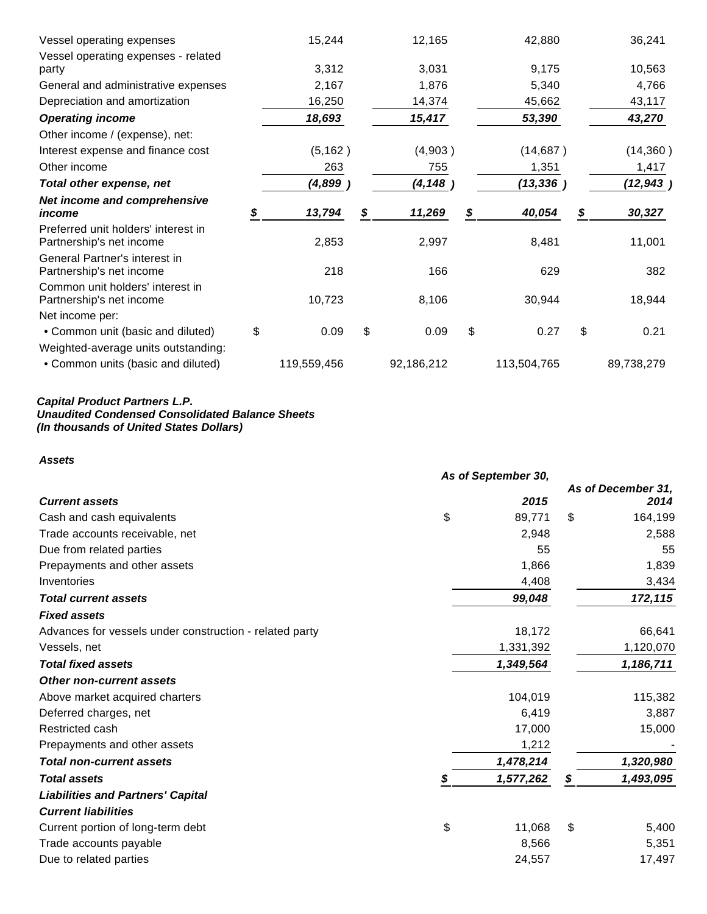| | | | | |
|---|---|---|---|---|
| Vessel operating expenses | 15,244 | 12,165 | 42,880 | 36,241 |
| Vessel operating expenses - related party | 3,312 | 3,031 | 9,175 | 10,563 |
| General and administrative expenses | 2,167 | 1,876 | 5,340 | 4,766 |
| Depreciation and amortization | 16,250 | 14,374 | 45,662 | 43,117 |
| ***Operating income*** | ***18,693*** | ***15,417*** | ***53,390*** | ***43,270*** |
| Other income / (expense), net: | | | | |
| Interest expense and finance cost | (5,162 ) | (4,903 ) | (14,687 ) | (14,360 ) |
| Other income | 263 | 755 | 1,351 | 1,417 |
| ***Total other expense, net*** | ***(4,899 )*** | ***(4,148 )*** | ***(13,336 )*** | ***(12,943 )*** |
| ***Net income and comprehensive income*** | ***$ 13,794*** | ***$ 11,269*** | ***$ 40,054*** | ***$ 30,327*** |
| Preferred unit holders' interest in Partnership's net income | 2,853 | 2,997 | 8,481 | 11,001 |
| General Partner's interest in Partnership's net income | 218 | 166 | 629 | 382 |
| Common unit holders' interest in Partnership's net income | 10,723 | 8,106 | 30,944 | 18,944 |
| Net income per: | | | | |
| • Common unit (basic and diluted) | $ 0.09 | $ 0.09 | $ 0.27 | $ 0.21 |
| Weighted-average units outstanding: | | | | |
| • Common units (basic and diluted) | 119,559,456 | 92,186,212 | 113,504,765 | 89,738,279 |

***Capital Product Partners L.P.***
***Unaudited Condensed Consolidated Balance Sheets***
***(In thousands of United States Dollars)***

***Assets***

| | As of September 30, 2015 | As of December 31, 2014 |
|---|---|---|
| ***Current assets*** | | |
| Cash and cash equivalents | $ 89,771 | $ 164,199 |
| Trade accounts receivable, net | 2,948 | 2,588 |
| Due from related parties | 55 | 55 |
| Prepayments and other assets | 1,866 | 1,839 |
| Inventories | 4,408 | 3,434 |
| ***Total current assets*** | ***99,048*** | ***172,115*** |
| ***Fixed assets*** | | |
| Advances for vessels under construction - related party | 18,172 | 66,641 |
| Vessels, net | 1,331,392 | 1,120,070 |
| ***Total fixed assets*** | ***1,349,564*** | ***1,186,711*** |
| ***Other non-current assets*** | | |
| Above market acquired charters | 104,019 | 115,382 |
| Deferred charges, net | 6,419 | 3,887 |
| Restricted cash | 17,000 | 15,000 |
| Prepayments and other assets | 1,212 | - |
| ***Total non-current assets*** | ***1,478,214*** | ***1,320,980*** |
| ***Total assets*** | ***$ 1,577,262*** | ***$ 1,493,095*** |
| ***Liabilities and Partners' Capital*** | | |
| ***Current liabilities*** | | |
| Current portion of long-term debt | $ 11,068 | $ 5,400 |
| Trade accounts payable | 8,566 | 5,351 |
| Due to related parties | 24,557 | 17,497 |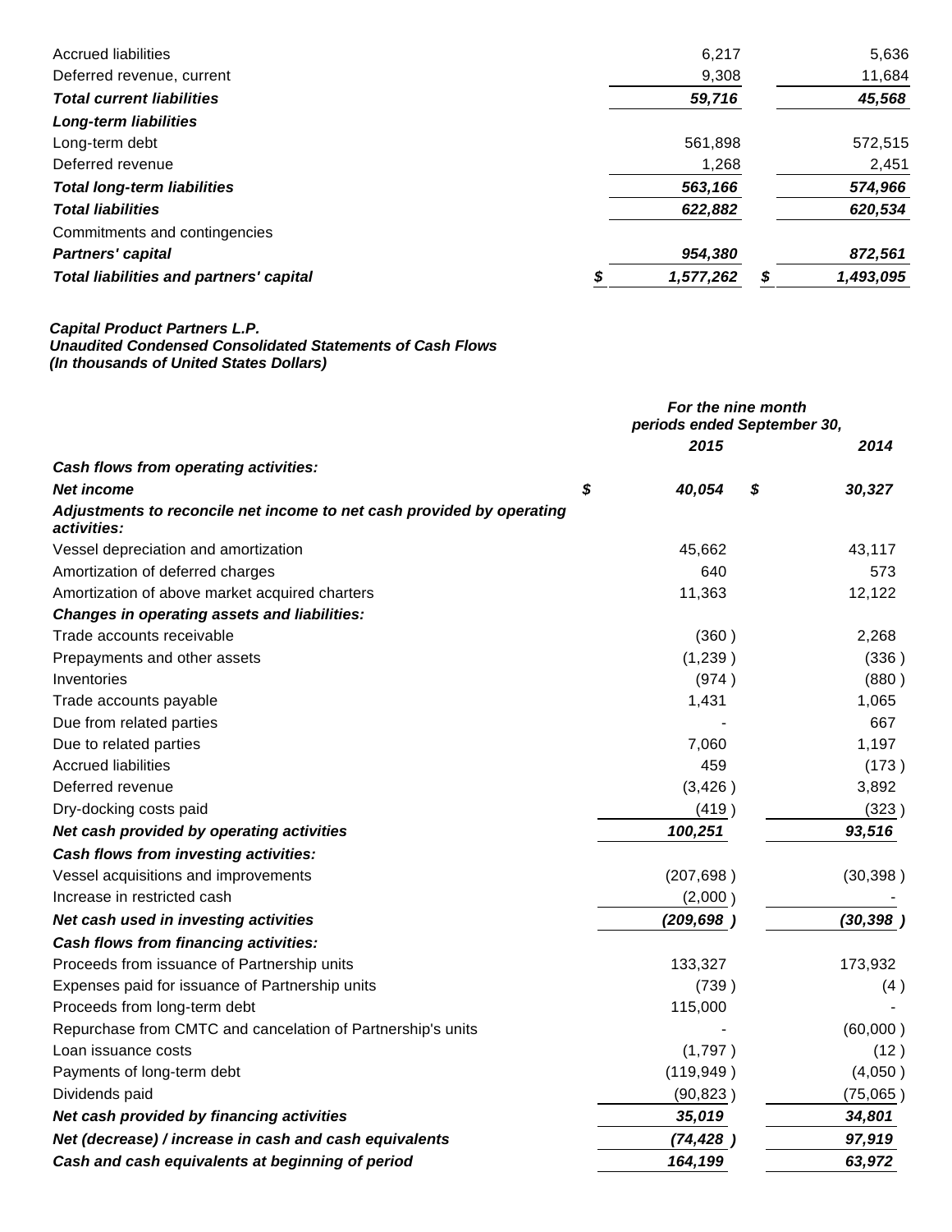| | | |
|---|---|---|
| Accrued liabilities | 6,217 | 5,636 |
| Deferred revenue, current | 9,308 | 11,684 |
| ***Total current liabilities*** | ***59,716*** | ***45,568*** |
| ***Long-term liabilities*** | | |
| Long-term debt | 561,898 | 572,515 |
| Deferred revenue | 1,268 | 2,451 |
| ***Total long-term liabilities*** | ***563,166*** | ***574,966*** |
| ***Total liabilities*** | ***622,882*** | ***620,534*** |
| Commitments and contingencies | | |
| ***Partners' capital*** | ***954,380*** | ***872,561*** |
| ***Total liabilities and partners' capital*** | ***$ 1,577,262*** | ***$ 1,493,095*** |

***Capital Product Partners L.P.***
***Unaudited Condensed Consolidated Statements of Cash Flows***
***(In thousands of United States Dollars)***

| | *For the nine month periods ended September 30,* | |
|---|---|---|
| | ***2015*** | ***2014*** |
| ***Cash flows from operating activities:*** | | |
| ***Net income*** | ***$ 40,054*** | ***$ 30,327*** |
| ***Adjustments to reconcile net income to net cash provided by operating activities:*** | | |
| Vessel depreciation and amortization | 45,662 | 43,117 |
| Amortization of deferred charges | 640 | 573 |
| Amortization of above market acquired charters | 11,363 | 12,122 |
| ***Changes in operating assets and liabilities:*** | | |
| Trade accounts receivable | (360 ) | 2,268 |
| Prepayments and other assets | (1,239 ) | (336 ) |
| Inventories | (974 ) | (880 ) |
| Trade accounts payable | 1,431 | 1,065 |
| Due from related parties | - | 667 |
| Due to related parties | 7,060 | 1,197 |
| Accrued liabilities | 459 | (173 ) |
| Deferred revenue | (3,426 ) | 3,892 |
| Dry-docking costs paid | (419 ) | (323 ) |
| ***Net cash provided by operating activities*** | ***100,251*** | ***93,516*** |
| ***Cash flows from investing activities:*** | | |
| Vessel acquisitions and improvements | (207,698 ) | (30,398 ) |
| Increase in restricted cash | (2,000 ) | - |
| ***Net cash used in investing activities*** | ***(209,698 )*** | ***(30,398 )*** |
| ***Cash flows from financing activities:*** | | |
| Proceeds from issuance of Partnership units | 133,327 | 173,932 |
| Expenses paid for issuance of Partnership units | (739 ) | (4 ) |
| Proceeds from long-term debt | 115,000 | - |
| Repurchase from CMTC and cancelation of Partnership's units | - | (60,000 ) |
| Loan issuance costs | (1,797 ) | (12 ) |
| Payments of long-term debt | (119,949 ) | (4,050 ) |
| Dividends paid | (90,823 ) | (75,065 ) |
| ***Net cash provided by financing activities*** | ***35,019*** | ***34,801*** |
| ***Net (decrease) / increase in cash and cash equivalents*** | ***(74,428 )*** | ***97,919*** |
| ***Cash and cash equivalents at beginning of period*** | ***164,199*** | ***63,972*** |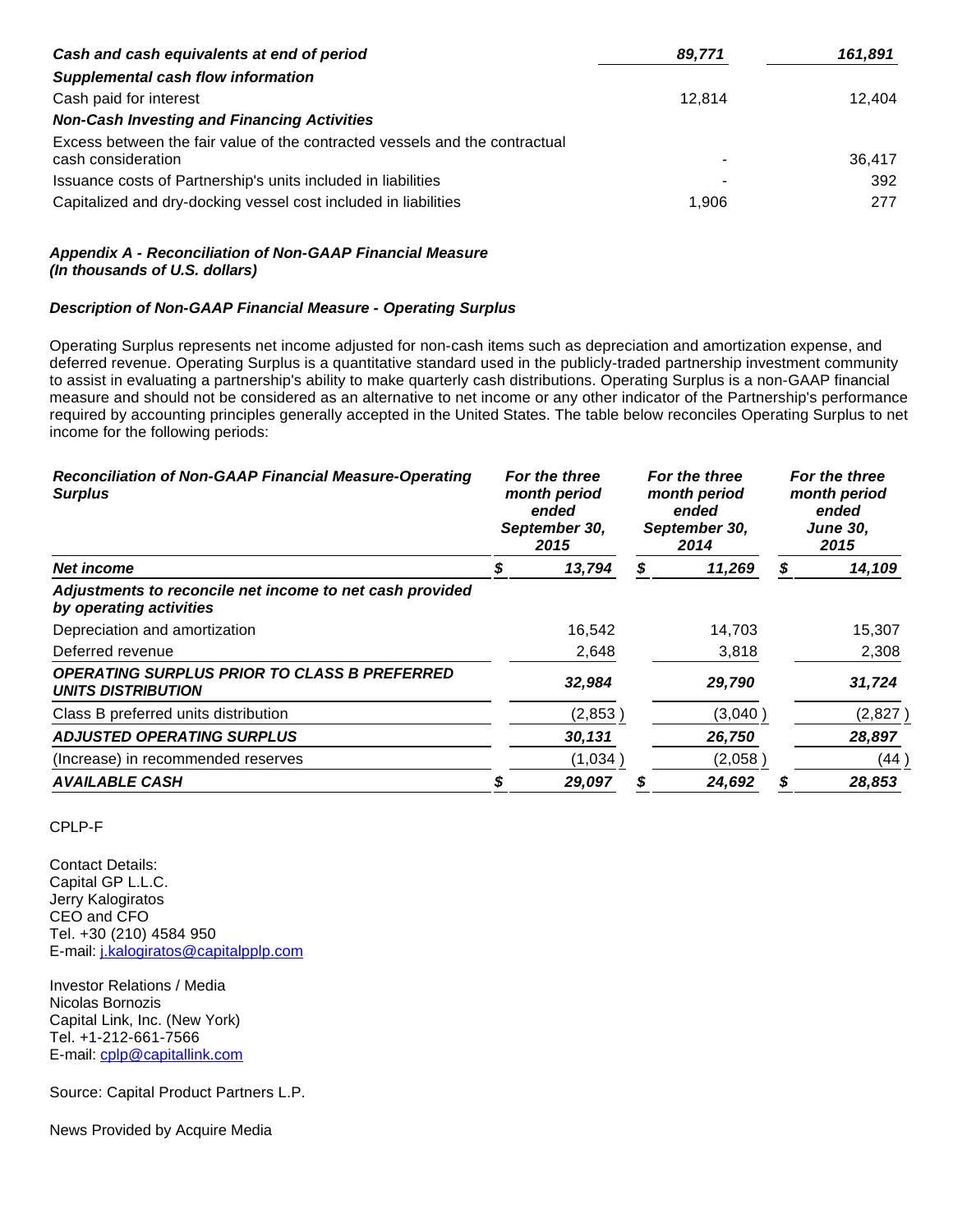| | | |
|---|---|---|
| ***Cash and cash equivalents at end of period*** | ***89,771*** | ***161,891*** |
| ***Supplemental cash flow information*** | | |
| Cash paid for interest | 12,814 | 12,404 |
| ***Non-Cash Investing and Financing Activities*** | | |
| Excess between the fair value of the contracted vessels and the contractual cash consideration | - | 36,417 |
| Issuance costs of Partnership's units included in liabilities | - | 392 |
| Capitalized and dry-docking vessel cost included in liabilities | 1,906 | 277 |

***Appendix A - Reconciliation of Non-GAAP Financial Measure***
***(In thousands of U.S. dollars)***

***Description of Non-GAAP Financial Measure - Operating Surplus***

Operating Surplus represents net income adjusted for non-cash items such as depreciation and amortization expense, and deferred revenue. Operating Surplus is a quantitative standard used in the publicly-traded partnership investment community to assist in evaluating a partnership's ability to make quarterly cash distributions. Operating Surplus is a non-GAAP financial measure and should not be considered as an alternative to net income or any other indicator of the Partnership's performance required by accounting principles generally accepted in the United States. The table below reconciles Operating Surplus to net income for the following periods:

| ***Reconciliation of Non-GAAP Financial Measure-Operating Surplus*** | ***For the three month period ended September 30, 2015*** | ***For the three month period ended September 30, 2014*** | ***For the three month period ended June 30, 2015*** |
|---|---|---|---|
| ***Net income*** | ***$ 13,794*** | ***$ 11,269*** | ***$ 14,109*** |
| ***Adjustments to reconcile net income to net cash provided by operating activities*** | | | |
| Depreciation and amortization | 16,542 | 14,703 | 15,307 |
| Deferred revenue | 2,648 | 3,818 | 2,308 |
| ***OPERATING SURPLUS PRIOR TO CLASS B PREFERRED UNITS DISTRIBUTION*** | ***32,984*** | ***29,790*** | ***31,724*** |
| Class B preferred units distribution | (2,853 ) | (3,040 ) | (2,827 ) |
| ***ADJUSTED OPERATING SURPLUS*** | ***30,131*** | ***26,750*** | ***28,897*** |
| (Increase) in recommended reserves | (1,034 ) | (2,058 ) | (44 ) |
| ***AVAILABLE CASH*** | ***$ 29,097*** | ***$ 24,692*** | ***$ 28,853*** |

CPLP-F

Contact Details:
Capital GP L.L.C.
Jerry Kalogiratos
CEO and CFO
Tel. +30 (210) 4584 950
E-mail: j.kalogiratos@capitalpplp.com

Investor Relations / Media
Nicolas Bornozis
Capital Link, Inc. (New York)
Tel. +1-212-661-7566
E-mail: cplp@capitallink.com

Source: Capital Product Partners L.P.

News Provided by Acquire Media